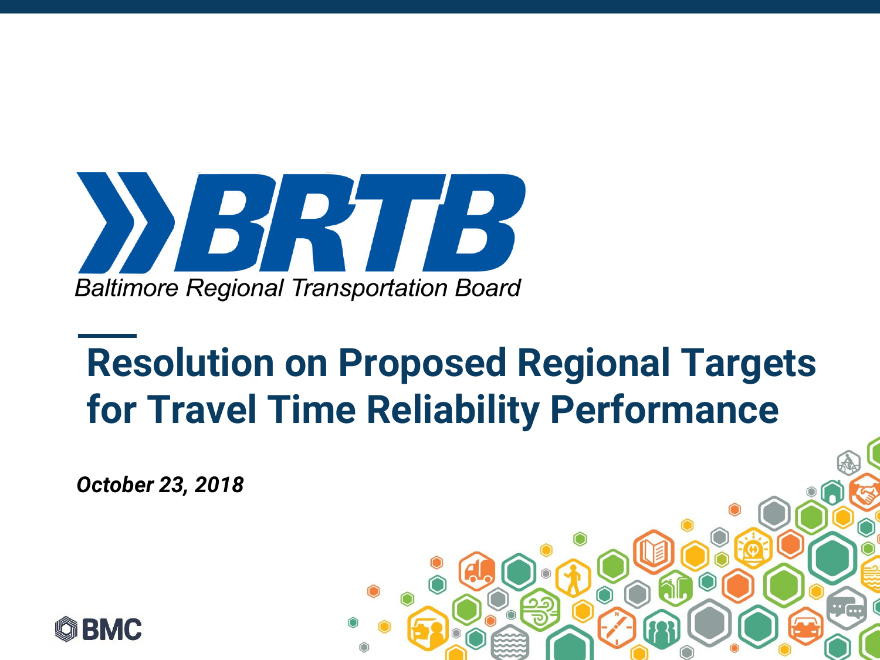BRTB

Baltimore Regional Transportation Board

# Resolution on Proposed Regional Targets for Travel Time Reliability Performance

***October 23, 2018***

BMC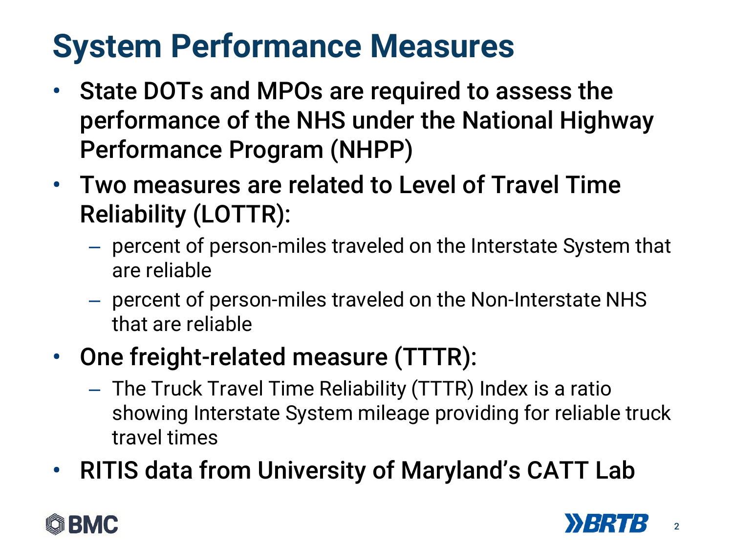# System Performance Measures

- **State DOTs and MPOs are required to assess the performance of the NHS under the National Highway Performance Program (NHPP)**
- **Two measures are related to Level of Travel Time Reliability (LOTTR):**
  - percent of person-miles traveled on the Interstate System that are reliable
  - percent of person-miles traveled on the Non-Interstate NHS that are reliable
- **One freight-related measure (TTTR):**
  - The Truck Travel Time Reliability (TTTR) Index is a ratio showing Interstate System mileage providing for reliable truck travel times
- **RITIS data from University of Maryland's CATT Lab**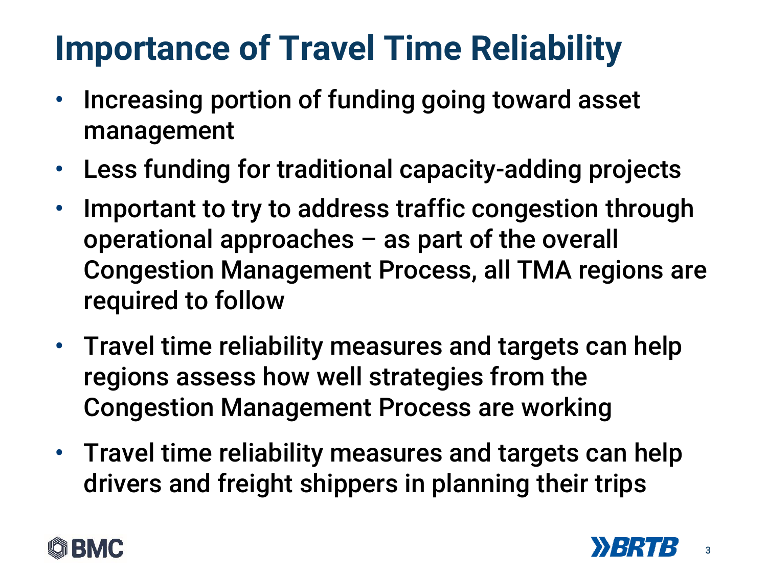# Importance of Travel Time Reliability

- Increasing portion of funding going toward asset management
- Less funding for traditional capacity-adding projects
- Important to try to address traffic congestion through operational approaches – as part of the overall Congestion Management Process, all TMA regions are required to follow
- Travel time reliability measures and targets can help regions assess how well strategies from the Congestion Management Process are working
- Travel time reliability measures and targets can help drivers and freight shippers in planning their trips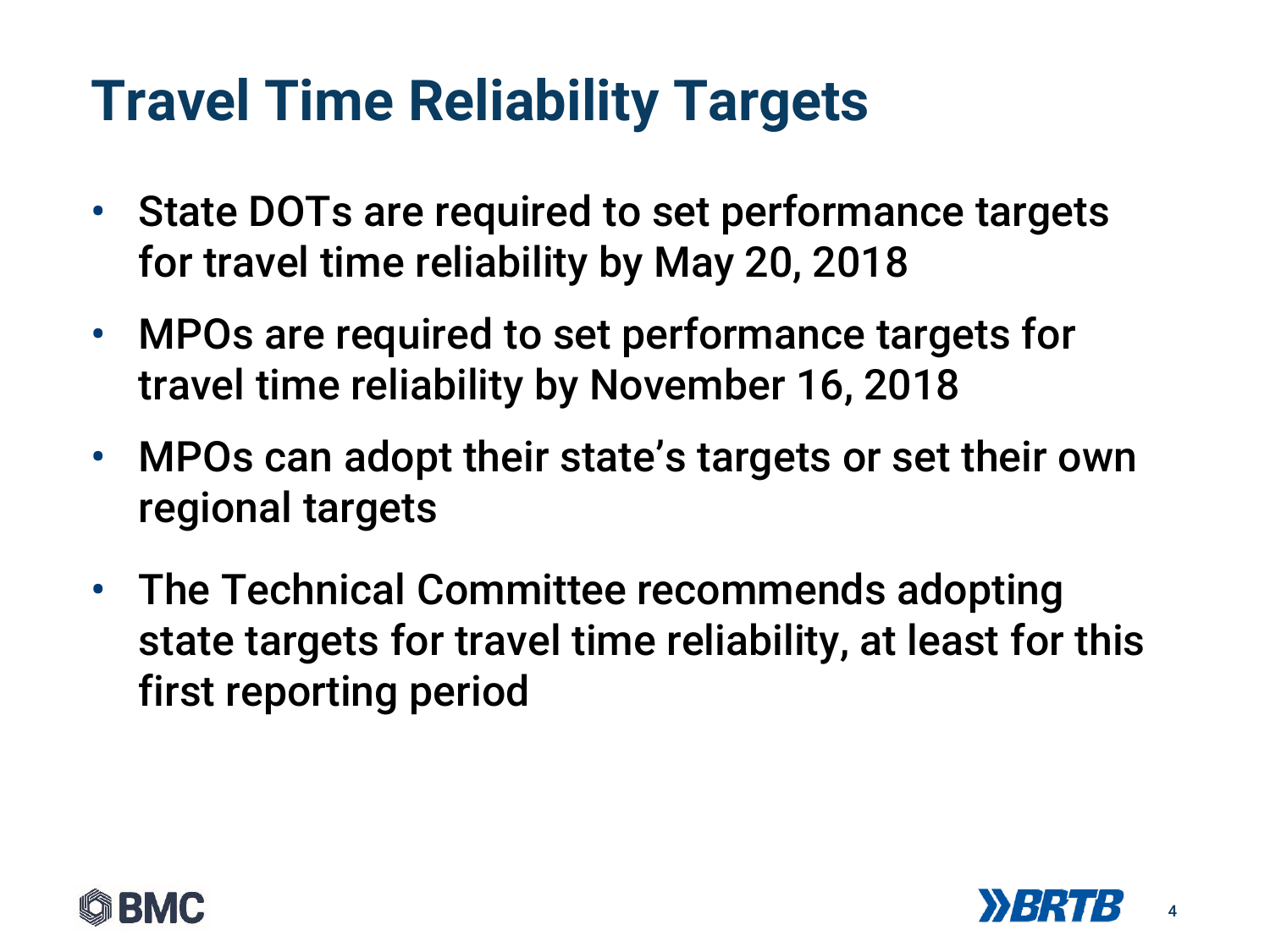# Travel Time Reliability Targets

- State DOTs are required to set performance targets for travel time reliability by May 20, 2018
- MPOs are required to set performance targets for travel time reliability by November 16, 2018
- MPOs can adopt their state's targets or set their own regional targets
- The Technical Committee recommends adopting state targets for travel time reliability, at least for this first reporting period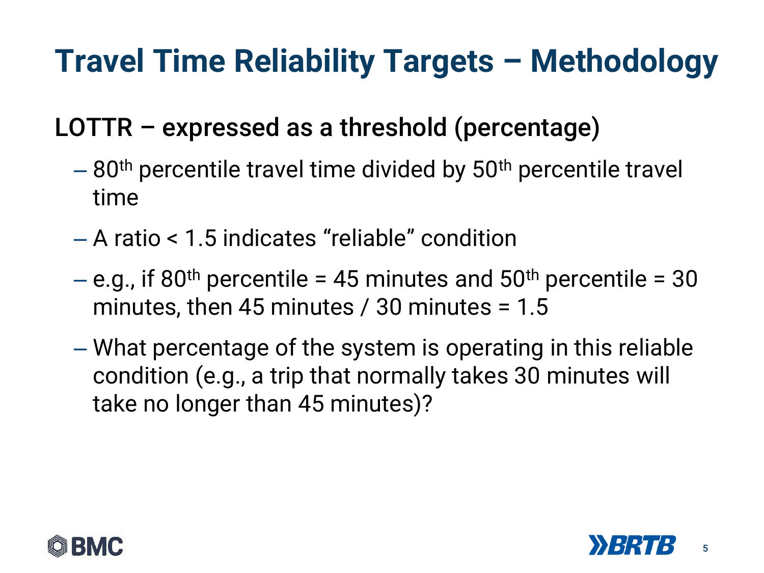# Travel Time Reliability Targets – Methodology

## LOTTR – expressed as a threshold (percentage)

- 80th percentile travel time divided by 50th percentile travel time
- A ratio < 1.5 indicates "reliable" condition
- e.g., if 80th percentile = 45 minutes and 50th percentile = 30 minutes, then 45 minutes / 30 minutes = 1.5
- What percentage of the system is operating in this reliable condition (e.g., a trip that normally takes 30 minutes will take no longer than 45 minutes)?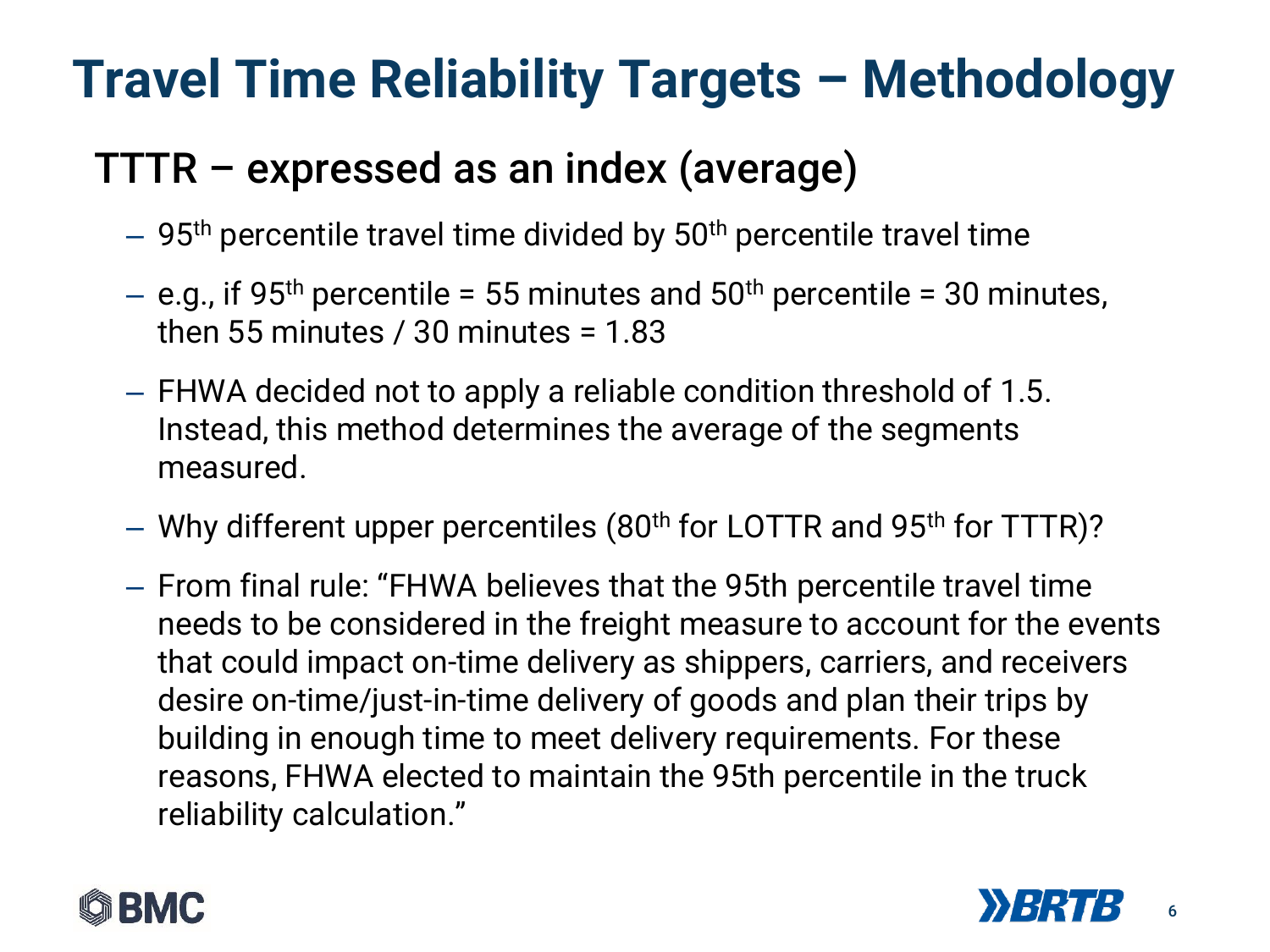# Travel Time Reliability Targets – Methodology

## TTTR – expressed as an index (average)

- 95th percentile travel time divided by 50th percentile travel time
- e.g., if 95th percentile = 55 minutes and 50th percentile = 30 minutes, then 55 minutes / 30 minutes = 1.83
- FHWA decided not to apply a reliable condition threshold of 1.5. Instead, this method determines the average of the segments measured.
- Why different upper percentiles (80th for LOTTR and 95th for TTTR)?
- From final rule: "FHWA believes that the 95th percentile travel time needs to be considered in the freight measure to account for the events that could impact on-time delivery as shippers, carriers, and receivers desire on-time/just-in-time delivery of goods and plan their trips by building in enough time to meet delivery requirements. For these reasons, FHWA elected to maintain the 95th percentile in the truck reliability calculation."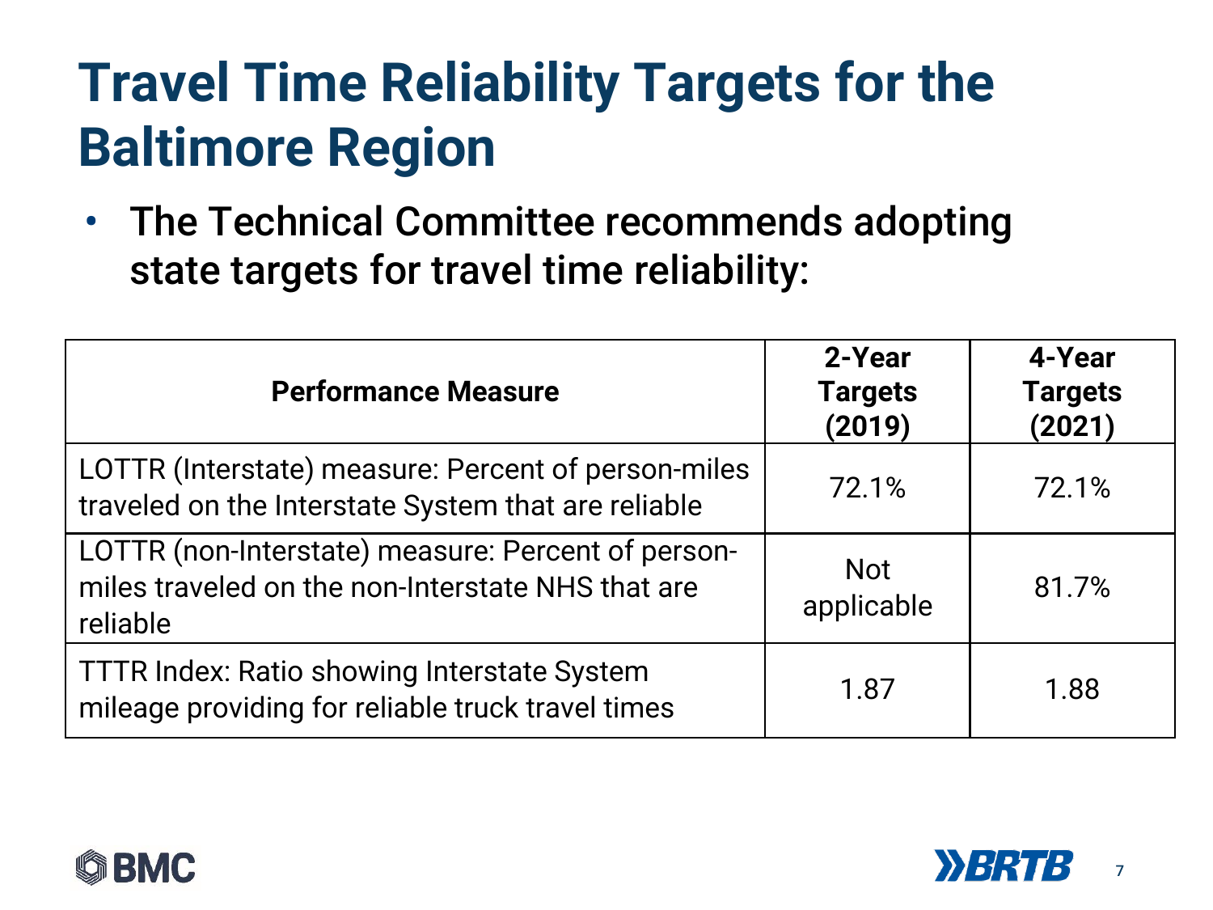# Travel Time Reliability Targets for the Baltimore Region

- **The Technical Committee recommends adopting state targets for travel time reliability:**

| Performance Measure | 2-Year Targets (2019) | 4-Year Targets (2021) |
| --- | --- | --- |
| LOTTR (Interstate) measure: Percent of person-miles traveled on the Interstate System that are reliable | 72.1% | 72.1% |
| LOTTR (non-Interstate) measure: Percent of person-miles traveled on the non-Interstate NHS that are reliable | Not applicable | 81.7% |
| TTTR Index: Ratio showing Interstate System mileage providing for reliable truck travel times | 1.87 | 1.88 |

BMC

BRTB